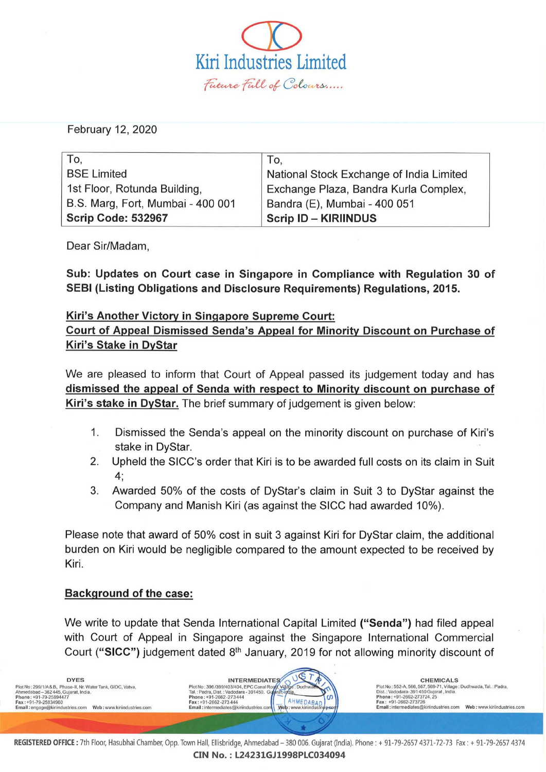February 12, 2020

| To, | To, |
|---|---|
| BSE Limited | National Stock Exchange of India Limited |
| 1st Floor, Rotunda Building, | Exchange Plaza, Bandra Kurla Complex, |
| B.S. Marg, Fort, Mumbai - 400 001 | Bandra (E), Mumbai - 400 051 |
| **Scrip Code: 532967** | **Scrip ID – KIRIINDUS** |

Dear Sir/Madam,

**Sub: Updates on Court case in Singapore in Compliance with Regulation 30 of SEBI (Listing Obligations and Disclosure Requirements) Regulations, 2015.**

**Kiri's Another Victory in Singapore Supreme Court:**
**Court of Appeal Dismissed Senda's Appeal for Minority Discount on Purchase of Kiri's Stake in DyStar**

We are pleased to inform that Court of Appeal passed its judgement today and has **dismissed the appeal of Senda with respect to Minority discount on purchase of Kiri's stake in DyStar.** The brief summary of judgement is given below:

1. Dismissed the Senda's appeal on the minority discount on purchase of Kiri's stake in DyStar.
2. Upheld the SICC's order that Kiri is to be awarded full costs on its claim in Suit 4;
3. Awarded 50% of the costs of DyStar's claim in Suit 3 to DyStar against the Company and Manish Kiri (as against the SICC had awarded 10%).

Please note that award of 50% cost in suit 3 against Kiri for DyStar claim, the additional burden on Kiri would be negligible compared to the amount expected to be received by Kiri.

**Background of the case:**

We write to update that Senda International Capital Limited **("Senda")** had filed appeal with Court of Appeal in Singapore against the Singapore International Commercial Court (**"SICC"**) judgement dated 8th January, 2019 for not allowing minority discount of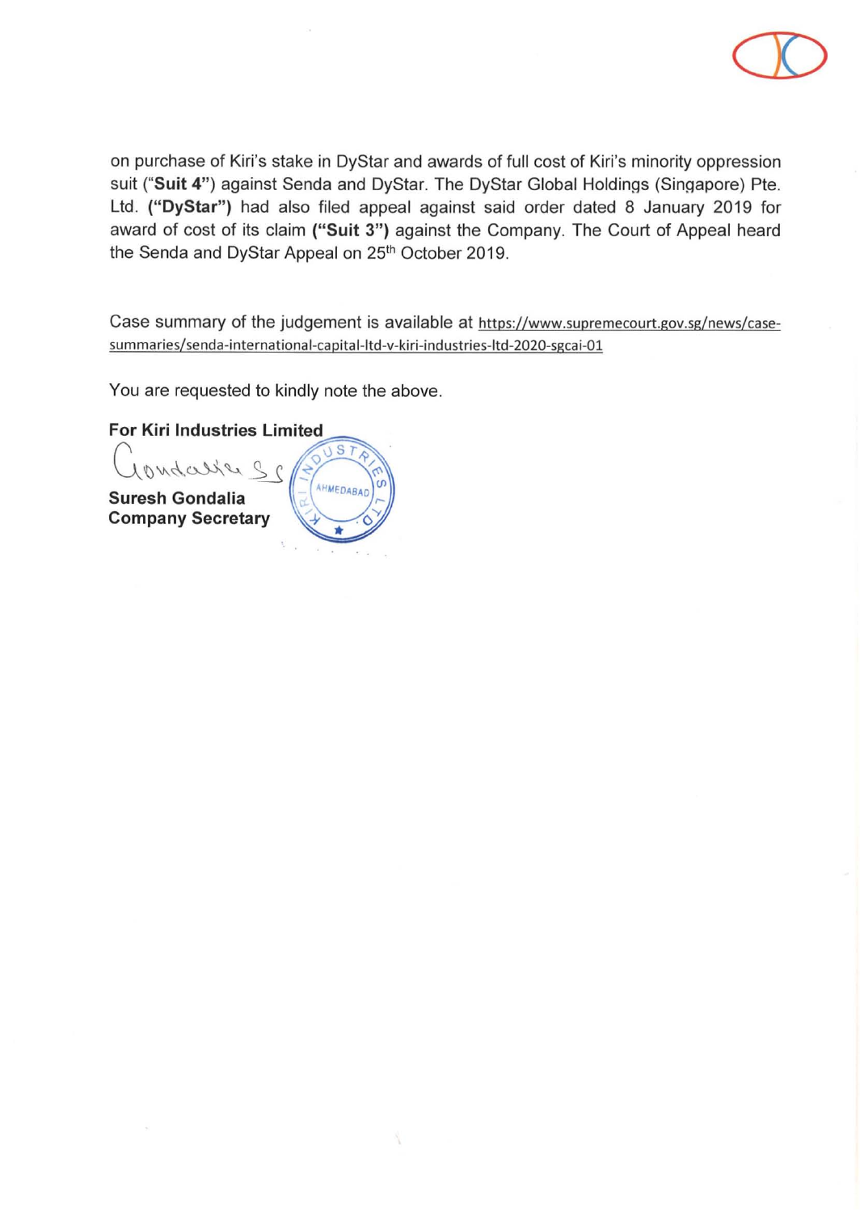on purchase of Kiri's stake in DyStar and awards of full cost of Kiri's minority oppression suit ("**Suit 4**") against Senda and DyStar. The DyStar Global Holdings (Singapore) Pte. Ltd. **("DyStar")** had also filed appeal against said order dated 8 January 2019 for award of cost of its claim **("Suit 3")** against the Company. The Court of Appeal heard the Senda and DyStar Appeal on 25th October 2019.

Case summary of the judgement is available at https://www.supremecourt.gov.sg/news/case-summaries/senda-international-capital-ltd-v-kiri-industries-ltd-2020-sgcai-01

You are requested to kindly note the above.

**For Kiri Industries Limited**

**Suresh Gondalia**
**Company Secretary**